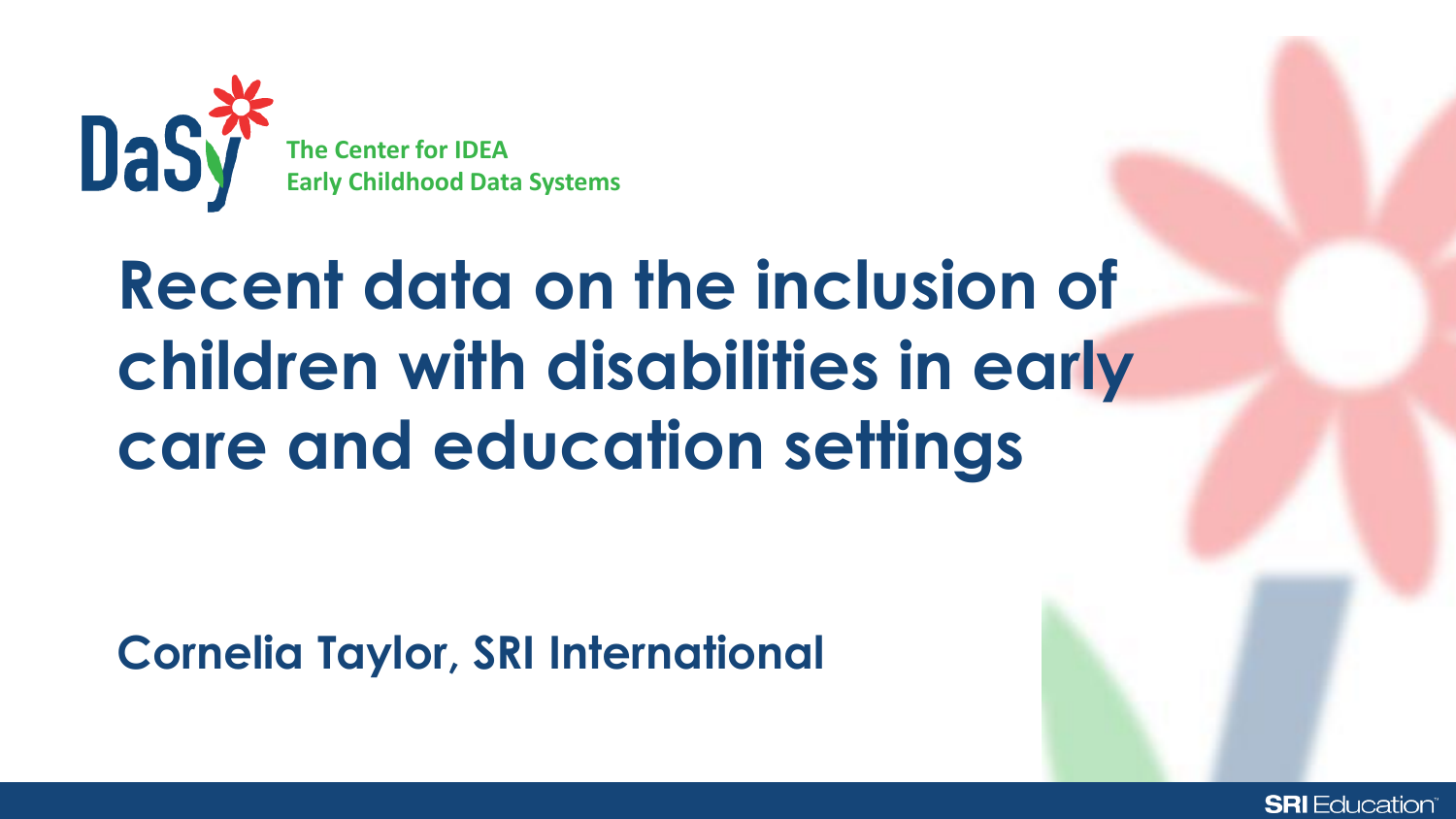DaSy

The Center for IDEA Early Childhood Data Systems

# Recent data on the inclusion of children with disabilities in early care and education settings

**Cornelia Taylor, SRI International**

SRI Education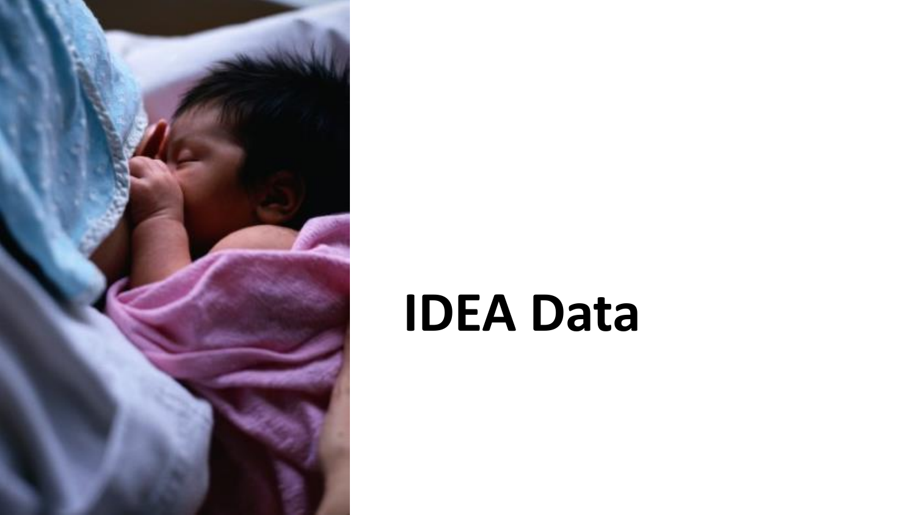# IDEA Data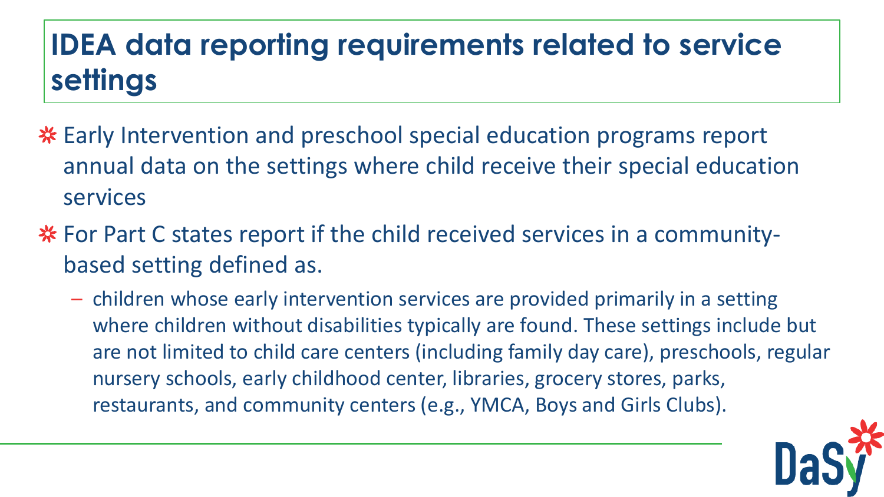# IDEA data reporting requirements related to service settings

- Early Intervention and preschool special education programs report annual data on the settings where child receive their special education services
- For Part C states report if the child received services in a community-based setting defined as.
  - children whose early intervention services are provided primarily in a setting where children without disabilities typically are found. These settings include but are not limited to child care centers (including family day care), preschools, regular nursery schools, early childhood center, libraries, grocery stores, parks, restaurants, and community centers (e.g., YMCA, Boys and Girls Clubs).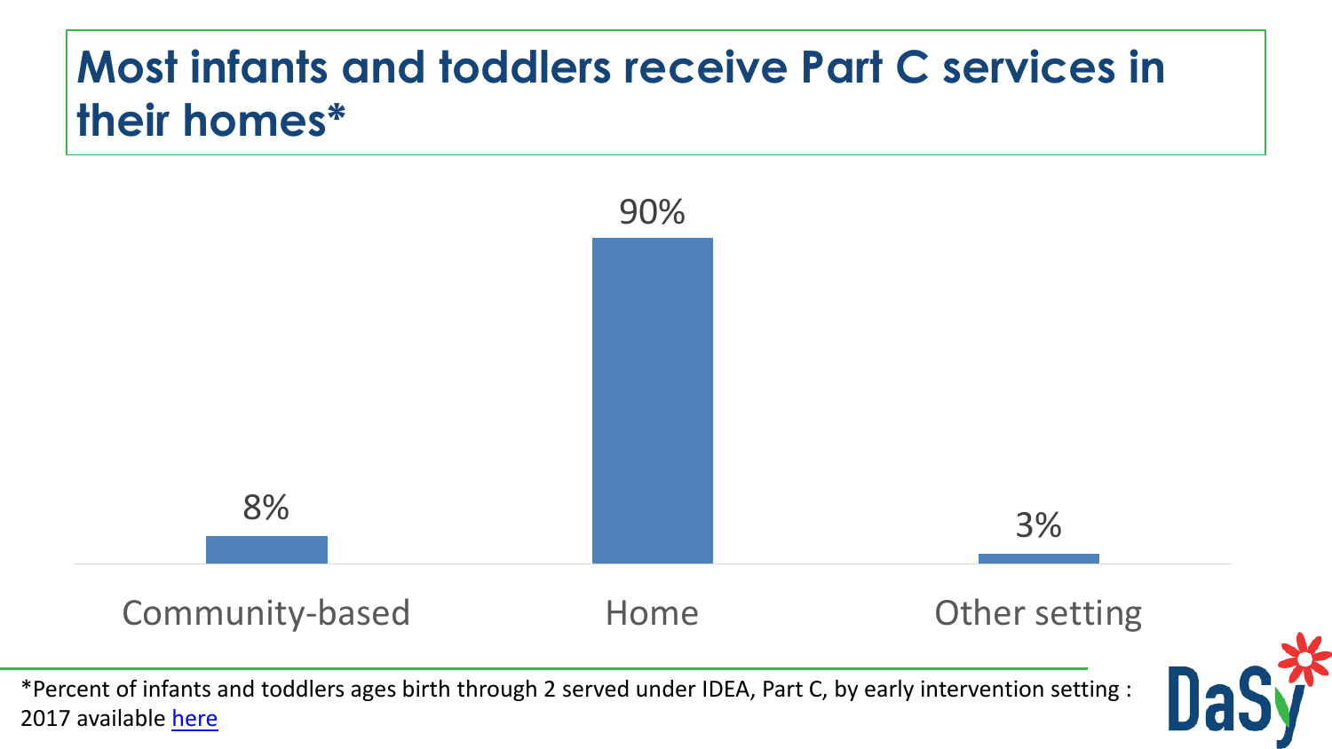# Most infants and toddlers receive Part C services in their homes*

| Setting | Percent |
| --- | --- |
| Community-based | 8% |
| Home | 90% |
| Other setting | 3% |

*Percent of infants and toddlers ages birth through 2 served under IDEA, Part C, by early intervention setting : 2017 available here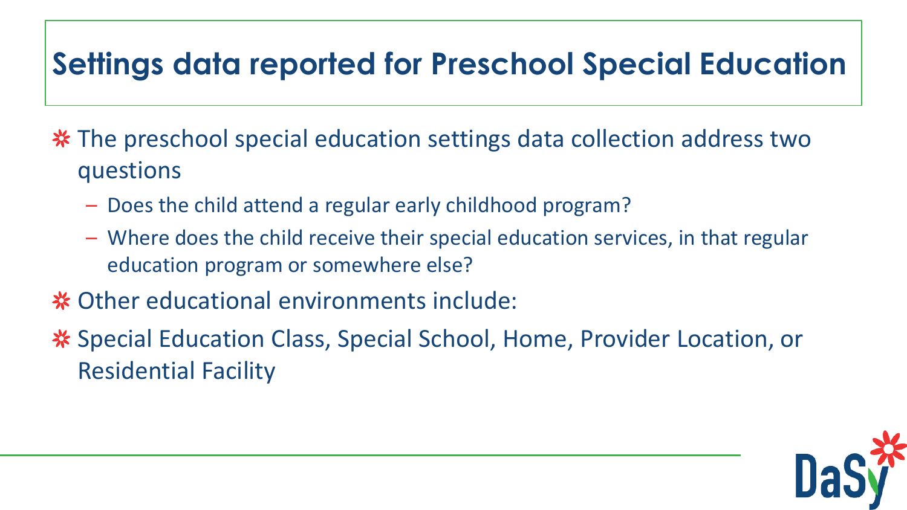# Settings data reported for Preschool Special Education

- The preschool special education settings data collection address two questions
  - Does the child attend a regular early childhood program?
  - Where does the child receive their special education services, in that regular education program or somewhere else?
- Other educational environments include:
- Special Education Class, Special School, Home, Provider Location, or Residential Facility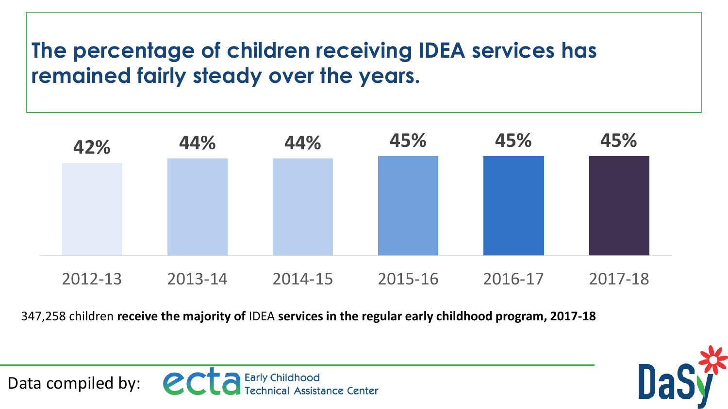# The percentage of children receiving IDEA services has remained fairly steady over the years.

| 2012-13 | 2013-14 | 2014-15 | 2015-16 | 2016-17 | 2017-18 |
| --- | --- | --- | --- | --- | --- |
| 42% | 44% | 44% | 45% | 45% | 45% |

347,258 children **receive the majority of** IDEA **services in the regular early childhood program, 2017-18**

Data compiled by: ecta Early Childhood Technical Assistance Center

DaSy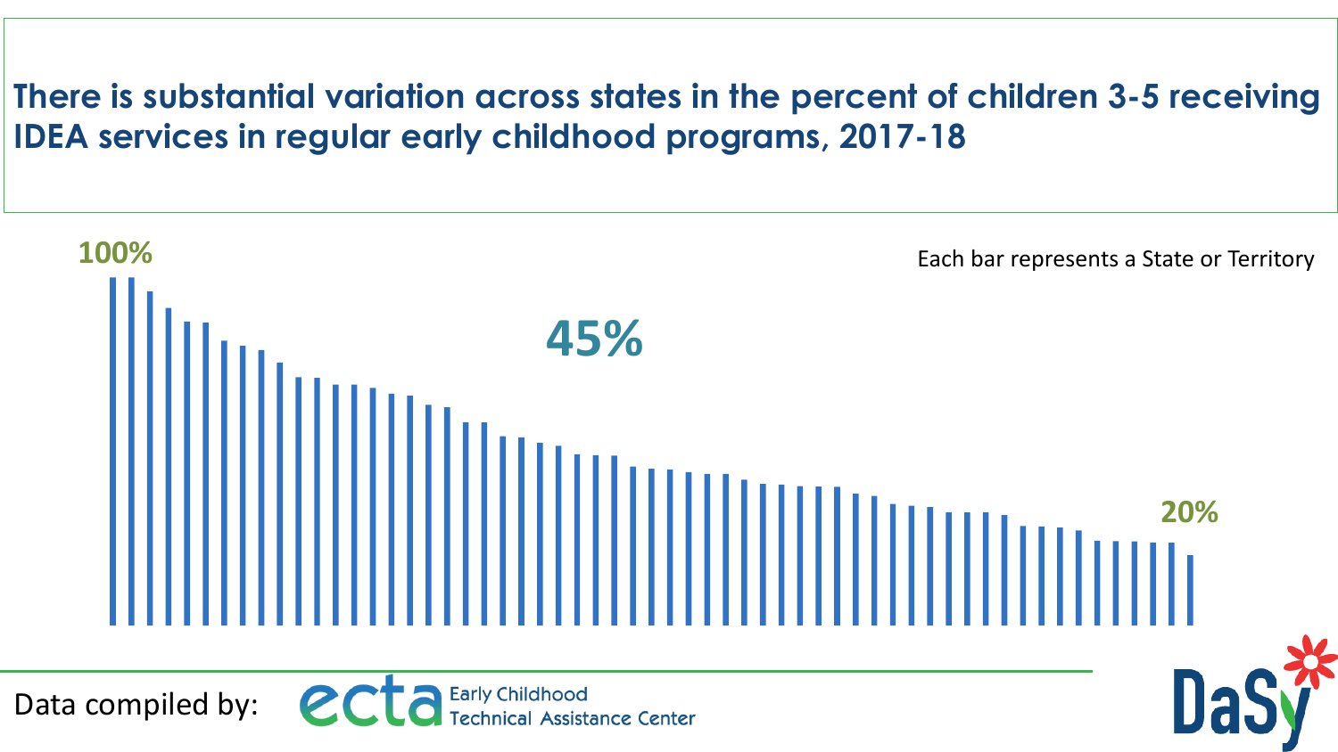# There is substantial variation across states in the percent of children 3-5 receiving IDEA services in regular early childhood programs, 2017-18

100%

45%

Each bar represents a State or Territory

20%

Data compiled by: ecta Early Childhood Technical Assistance Center

DaSy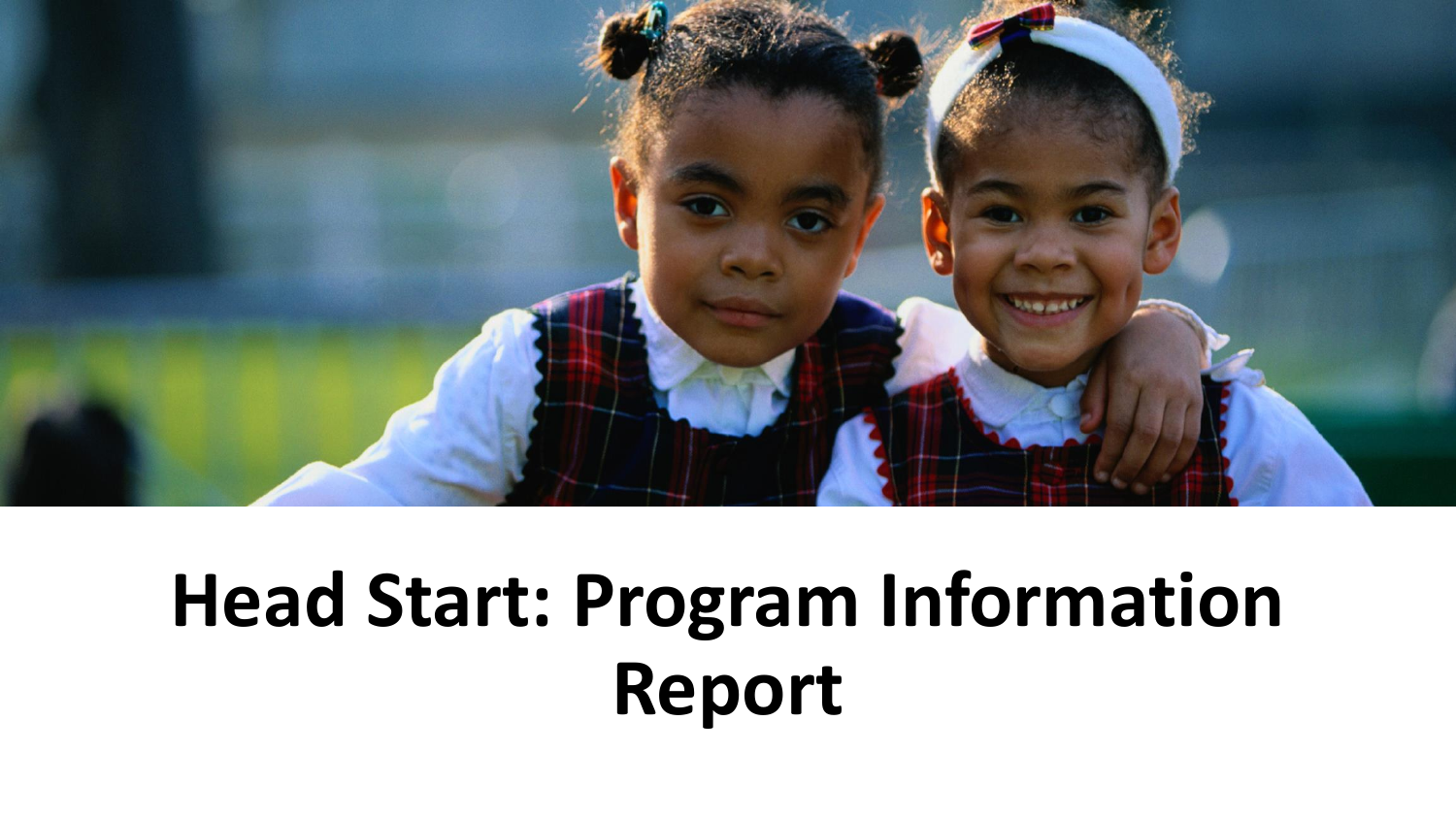# Head Start: Program Information Report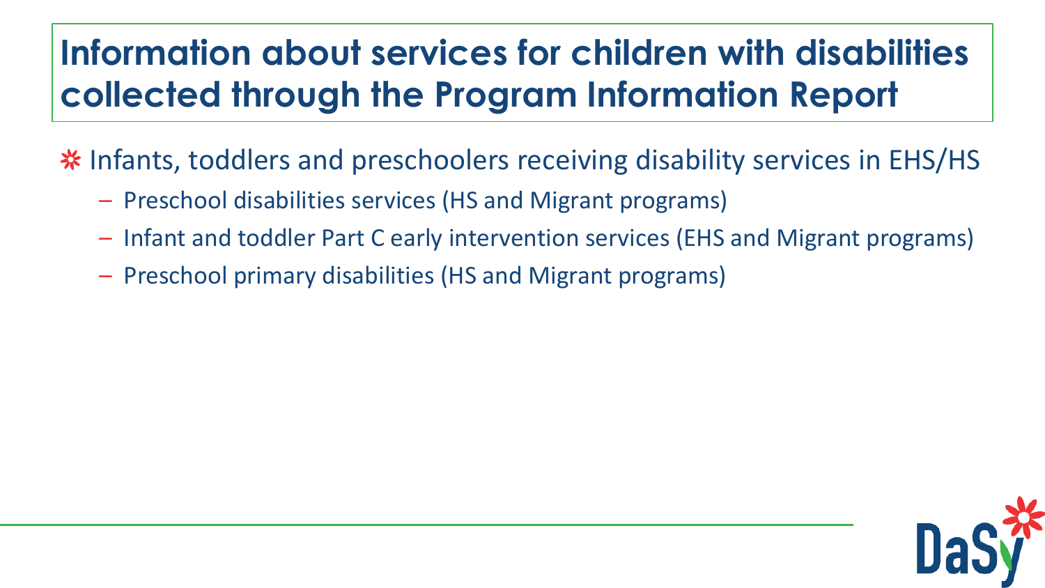# Information about services for children with disabilities collected through the Program Information Report

- Infants, toddlers and preschoolers receiving disability services in EHS/HS
  - Preschool disabilities services (HS and Migrant programs)
  - Infant and toddler Part C early intervention services (EHS and Migrant programs)
  - Preschool primary disabilities (HS and Migrant programs)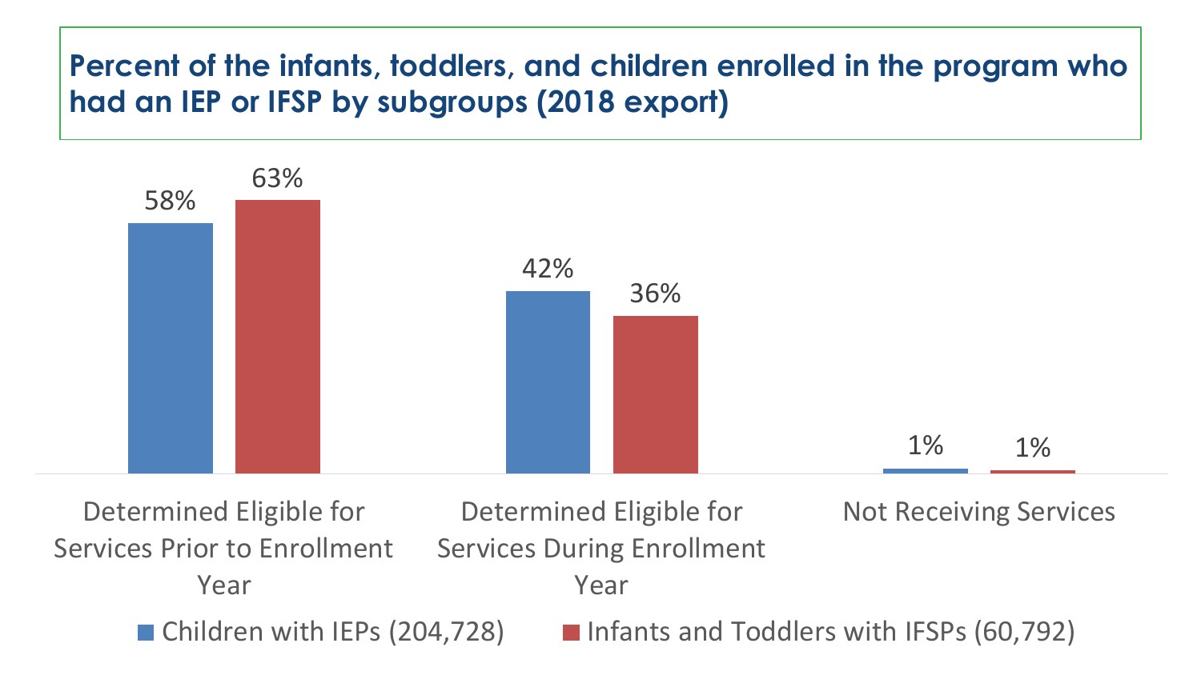## Percent of the infants, toddlers, and children enrolled in the program who had an IEP or IFSP by subgroups (2018 export)

| | Children with IEPs (204,728) | Infants and Toddlers with IFSPs (60,792) |
| --- | --- | --- |
| Determined Eligible for Services Prior to Enrollment Year | 58% | 63% |
| Determined Eligible for Services During Enrollment Year | 42% | 36% |
| Not Receiving Services | 1% | 1% |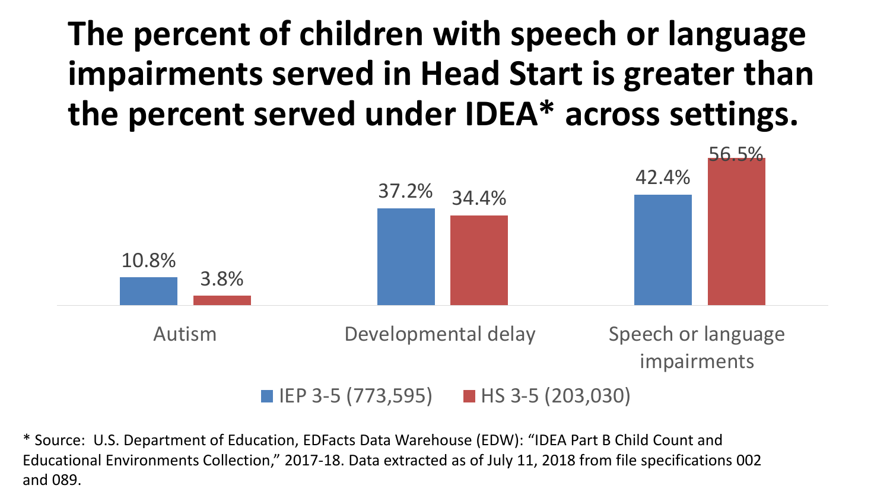# The percent of children with speech or language impairments served in Head Start is greater than the percent served under IDEA* across settings.

| | IEP 3-5 (773,595) | HS 3-5 (203,030) |
|---|---|---|
| Autism | 10.8% | 3.8% |
| Developmental delay | 37.2% | 34.4% |
| Speech or language impairments | 42.4% | 56.5% |

\* Source: U.S. Department of Education, EDFacts Data Warehouse (EDW): "IDEA Part B Child Count and Educational Environments Collection," 2017-18. Data extracted as of July 11, 2018 from file specifications 002 and 089.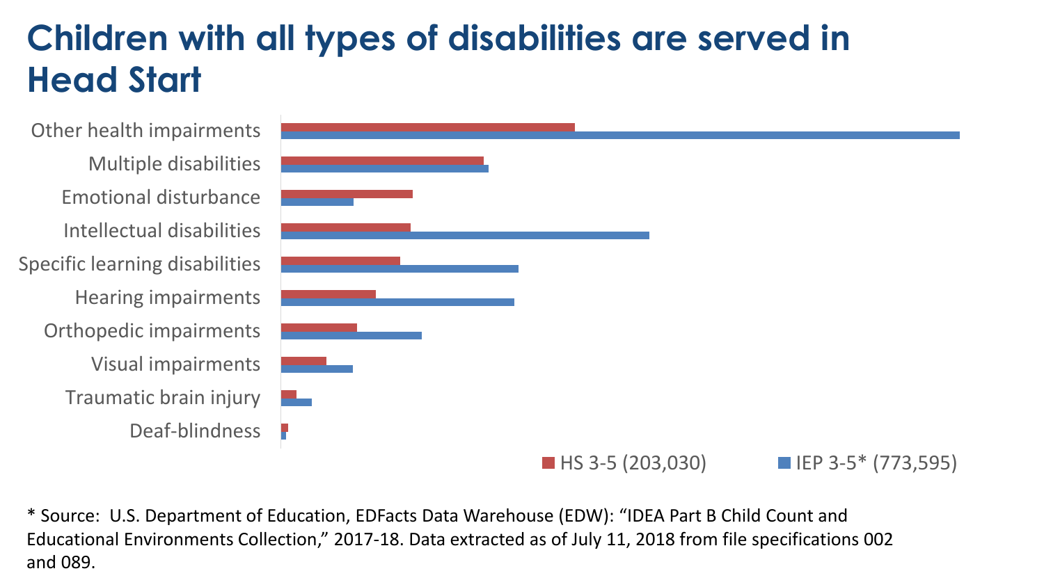# Children with all types of disabilities are served in Head Start

Other health impairments

Multiple disabilities

Emotional disturbance

Intellectual disabilities

Specific learning disabilities

Hearing impairments

Orthopedic impairments

Visual impairments

Traumatic brain injury

Deaf-blindness

HS 3-5 (203,030) IEP 3-5* (773,595)

* Source: U.S. Department of Education, EDFacts Data Warehouse (EDW): "IDEA Part B Child Count and Educational Environments Collection," 2017-18. Data extracted as of July 11, 2018 from file specifications 002 and 089.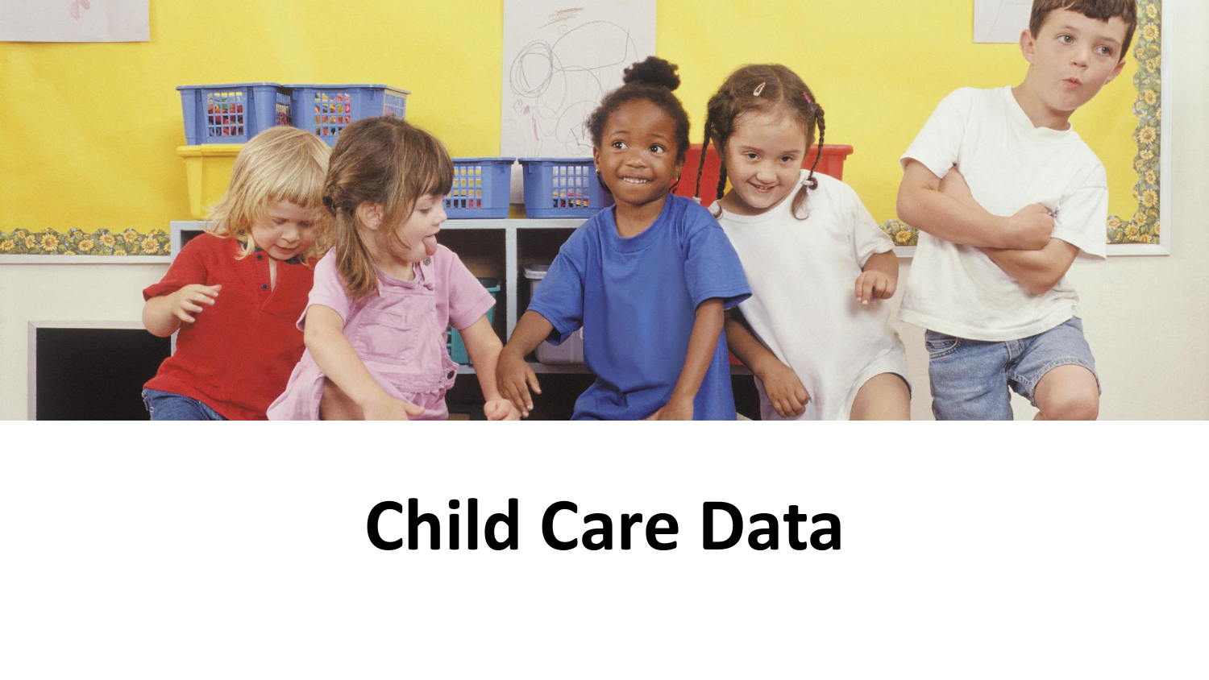# Child Care Data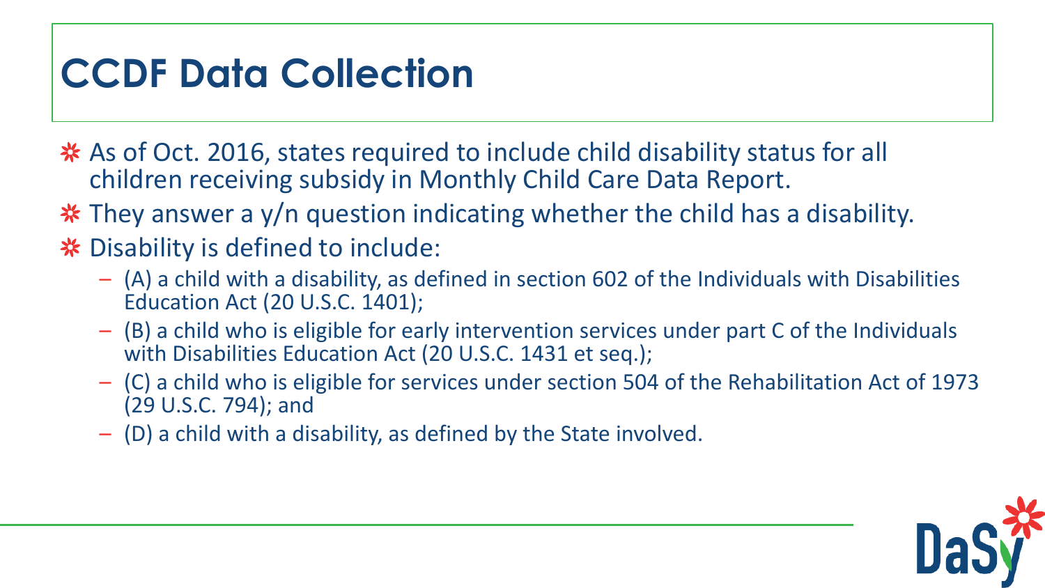# CCDF Data Collection

- As of Oct. 2016, states required to include child disability status for all children receiving subsidy in Monthly Child Care Data Report.
- They answer a y/n question indicating whether the child has a disability.
- Disability is defined to include:
  - (A) a child with a disability, as defined in section 602 of the Individuals with Disabilities Education Act (20 U.S.C. 1401);
  - (B) a child who is eligible for early intervention services under part C of the Individuals with Disabilities Education Act (20 U.S.C. 1431 et seq.);
  - (C) a child who is eligible for services under section 504 of the Rehabilitation Act of 1973 (29 U.S.C. 794); and
  - (D) a child with a disability, as defined by the State involved.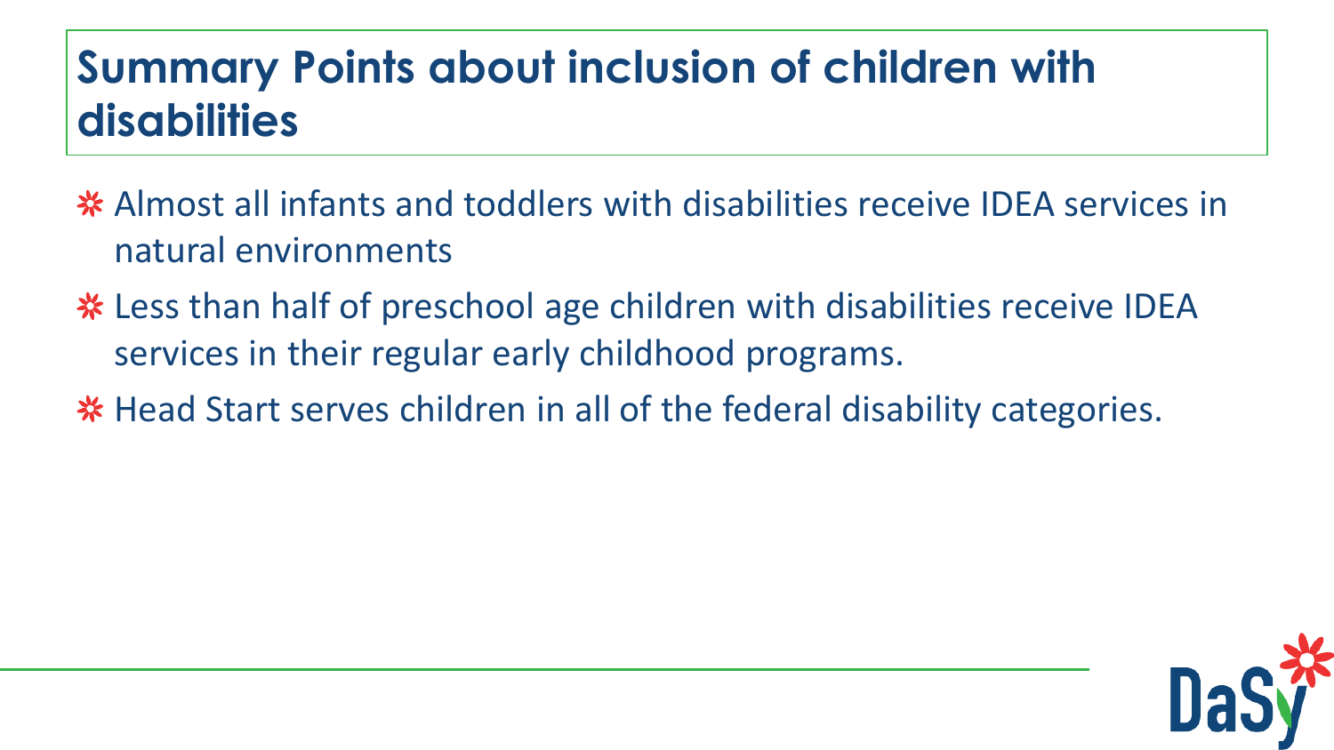# Summary Points about inclusion of children with disabilities

- Almost all infants and toddlers with disabilities receive IDEA services in natural environments
- Less than half of preschool age children with disabilities receive IDEA services in their regular early childhood programs.
- Head Start serves children in all of the federal disability categories.